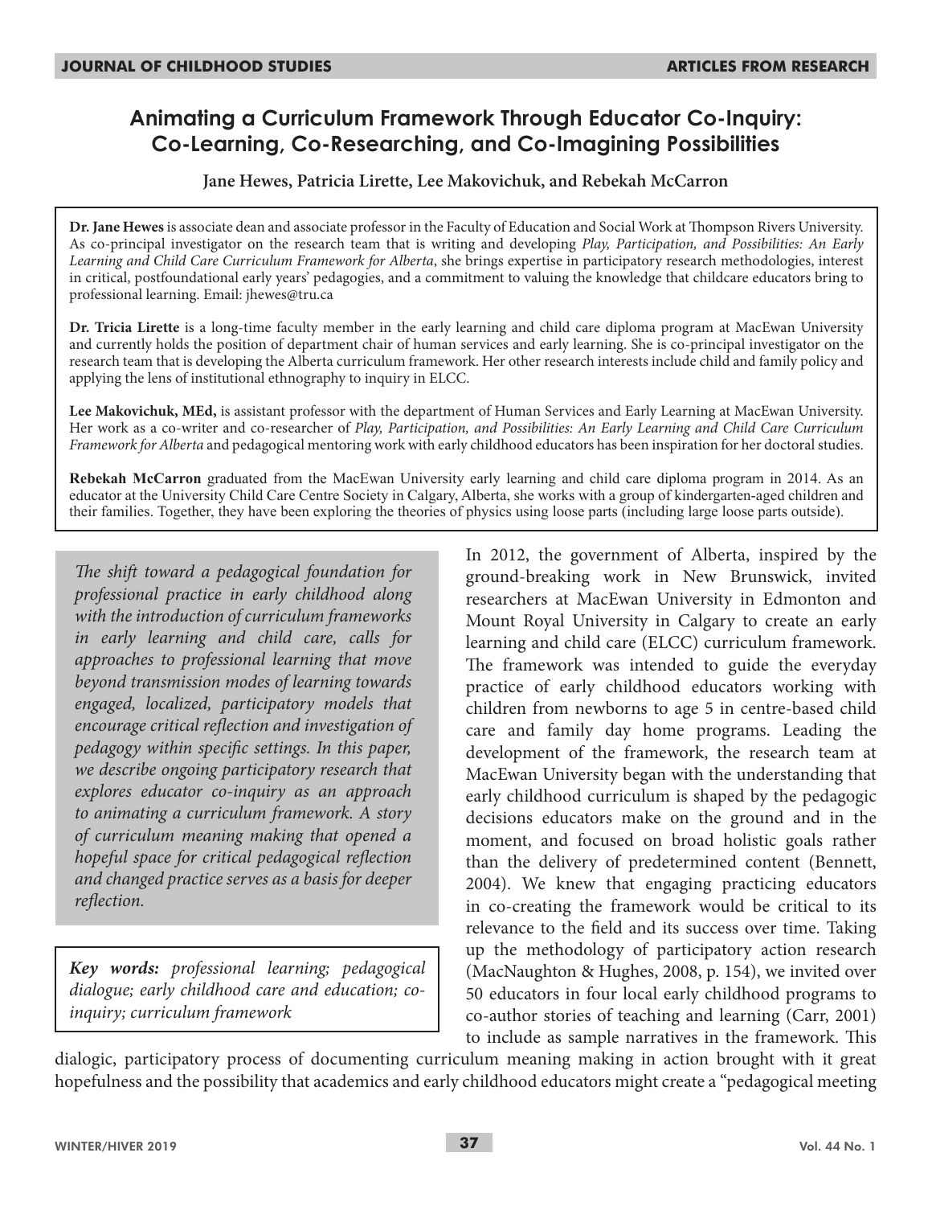# Animating a Curriculum Framework Through Educator Co-Inquiry: Co-Learning, Co-Researching, and Co-Imagining Possibilities

**Jane Hewes, Patricia Lirette, Lee Makovichuk, and Rebekah McCarron**

**Dr. Jane Hewes** is associate dean and associate professor in the Faculty of Education and Social Work at Thompson Rivers University. As co-principal investigator on the research team that is writing and developing *Play, Participation, and Possibilities: An Early Learning and Child Care Curriculum Framework for Alberta*, she brings expertise in participatory research methodologies, interest in critical, postfoundational early years' pedagogies, and a commitment to valuing the knowledge that childcare educators bring to professional learning. Email: jhewes@tru.ca

**Dr. Tricia Lirette** is a long-time faculty member in the early learning and child care diploma program at MacEwan University and currently holds the position of department chair of human services and early learning. She is co-principal investigator on the research team that is developing the Alberta curriculum framework. Her other research interests include child and family policy and applying the lens of institutional ethnography to inquiry in ELCC.

**Lee Makovichuk, MEd,** is assistant professor with the department of Human Services and Early Learning at MacEwan University. Her work as a co-writer and co-researcher of *Play, Participation, and Possibilities: An Early Learning and Child Care Curriculum Framework for Alberta* and pedagogical mentoring work with early childhood educators has been inspiration for her doctoral studies.

**Rebekah McCarron** graduated from the MacEwan University early learning and child care diploma program in 2014. As an educator at the University Child Care Centre Society in Calgary, Alberta, she works with a group of kindergarten-aged children and their families. Together, they have been exploring the theories of physics using loose parts (including large loose parts outside).

*The shift toward a pedagogical foundation for professional practice in early childhood along with the introduction of curriculum frameworks in early learning and child care, calls for approaches to professional learning that move beyond transmission modes of learning towards engaged, localized, participatory models that encourage critical reflection and investigation of pedagogy within specific settings. In this paper, we describe ongoing participatory research that explores educator co-inquiry as an approach to animating a curriculum framework. A story of curriculum meaning making that opened a hopeful space for critical pedagogical reflection and changed practice serves as a basis for deeper reflection.*

***Key words:** professional learning; pedagogical dialogue; early childhood care and education; co-inquiry; curriculum framework*

In 2012, the government of Alberta, inspired by the ground-breaking work in New Brunswick, invited researchers at MacEwan University in Edmonton and Mount Royal University in Calgary to create an early learning and child care (ELCC) curriculum framework. The framework was intended to guide the everyday practice of early childhood educators working with children from newborns to age 5 in centre-based child care and family day home programs. Leading the development of the framework, the research team at MacEwan University began with the understanding that early childhood curriculum is shaped by the pedagogic decisions educators make on the ground and in the moment, and focused on broad holistic goals rather than the delivery of predetermined content (Bennett, 2004). We knew that engaging practicing educators in co-creating the framework would be critical to its relevance to the field and its success over time. Taking up the methodology of participatory action research (MacNaughton & Hughes, 2008, p. 154), we invited over 50 educators in four local early childhood programs to co-author stories of teaching and learning (Carr, 2001) to include as sample narratives in the framework. This dialogic, participatory process of documenting curriculum meaning making in action brought with it great hopefulness and the possibility that academics and early childhood educators might create a "pedagogical meeting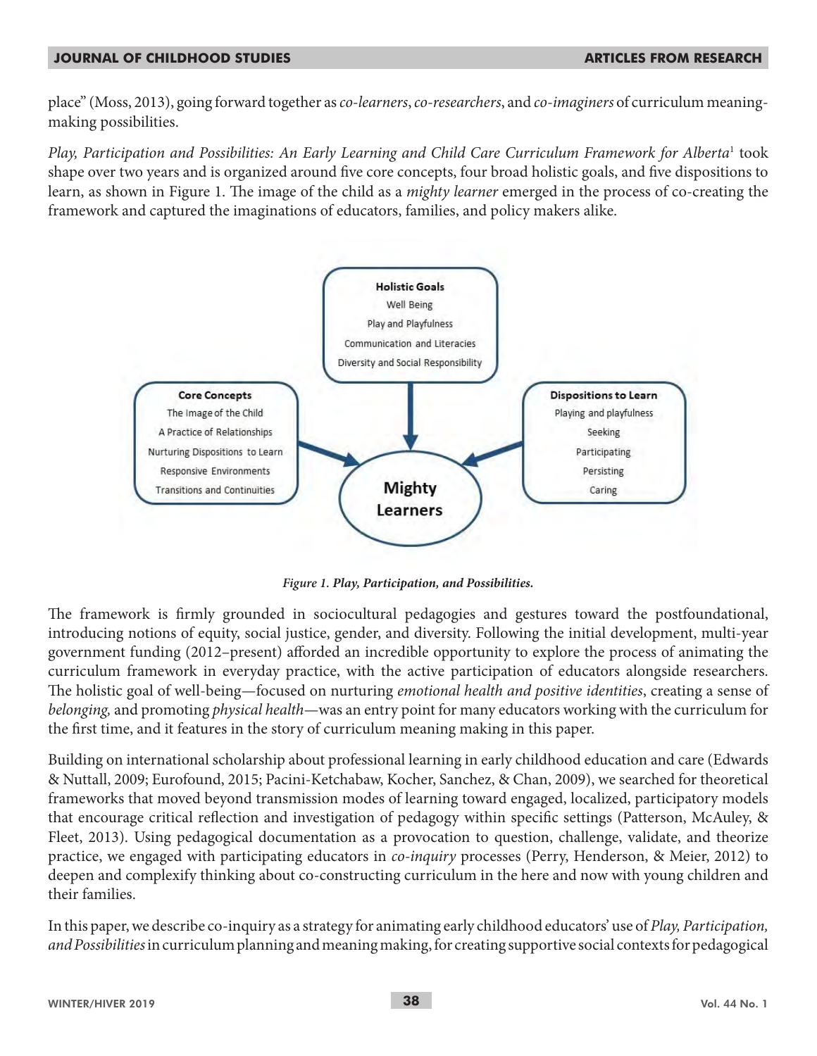place" (Moss, 2013), going forward together as *co-learners*, *co-researchers*, and *co-imaginers* of curriculum meaning-making possibilities.

*Play, Participation and Possibilities: An Early Learning and Child Care Curriculum Framework for Alberta*[1] took shape over two years and is organized around five core concepts, four broad holistic goals, and five dispositions to learn, as shown in Figure 1. The image of the child as a *mighty learner* emerged in the process of co-creating the framework and captured the imaginations of educators, families, and policy makers alike.

**Holistic Goals**
- Well Being
- Play and Playfulness
- Communication and Literacies
- Diversity and Social Responsibility

**Core Concepts**
- The Image of the Child
- A Practice of Relationships
- Nurturing Dispositions to Learn
- Responsive Environments
- Transitions and Continuities

**Dispositions to Learn**
- Playing and playfulness
- Seeking
- Participating
- Persisting
- Caring

**Mighty Learners**

***Figure 1. Play, Participation, and Possibilities.***

The framework is firmly grounded in sociocultural pedagogies and gestures toward the postfoundational, introducing notions of equity, social justice, gender, and diversity. Following the initial development, multi-year government funding (2012–present) afforded an incredible opportunity to explore the process of animating the curriculum framework in everyday practice, with the active participation of educators alongside researchers. The holistic goal of well-being—focused on nurturing *emotional health and positive identities*, creating a sense of *belonging,* and promoting *physical health*—was an entry point for many educators working with the curriculum for the first time, and it features in the story of curriculum meaning making in this paper.

Building on international scholarship about professional learning in early childhood education and care (Edwards & Nuttall, 2009; Eurofound, 2015; Pacini-Ketchabaw, Kocher, Sanchez, & Chan, 2009), we searched for theoretical frameworks that moved beyond transmission modes of learning toward engaged, localized, participatory models that encourage critical reflection and investigation of pedagogy within specific settings (Patterson, McAuley, & Fleet, 2013). Using pedagogical documentation as a provocation to question, challenge, validate, and theorize practice, we engaged with participating educators in *co-inquiry* processes (Perry, Henderson, & Meier, 2012) to deepen and complexify thinking about co-constructing curriculum in the here and now with young children and their families.

In this paper, we describe co-inquiry as a strategy for animating early childhood educators' use of *Play, Participation, and Possibilities* in curriculum planning and meaning making, for creating supportive social contexts for pedagogical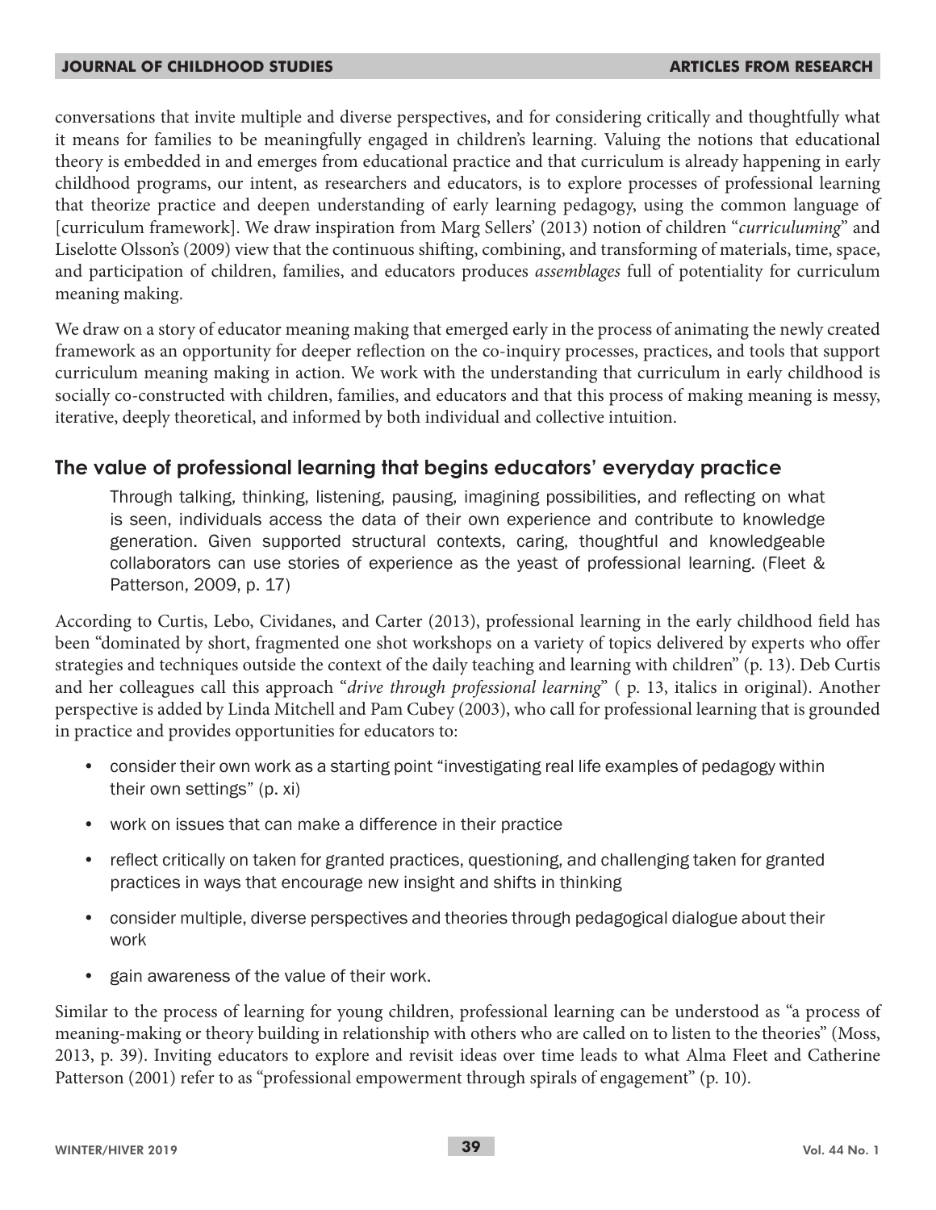conversations that invite multiple and diverse perspectives, and for considering critically and thoughtfully what it means for families to be meaningfully engaged in children's learning. Valuing the notions that educational theory is embedded in and emerges from educational practice and that curriculum is already happening in early childhood programs, our intent, as researchers and educators, is to explore processes of professional learning that theorize practice and deepen understanding of early learning pedagogy, using the common language of [curriculum framework]. We draw inspiration from Marg Sellers' (2013) notion of children "*curriculuming*" and Liselotte Olsson's (2009) view that the continuous shifting, combining, and transforming of materials, time, space, and participation of children, families, and educators produces *assemblages* full of potentiality for curriculum meaning making.

We draw on a story of educator meaning making that emerged early in the process of animating the newly created framework as an opportunity for deeper reflection on the co-inquiry processes, practices, and tools that support curriculum meaning making in action. We work with the understanding that curriculum in early childhood is socially co-constructed with children, families, and educators and that this process of making meaning is messy, iterative, deeply theoretical, and informed by both individual and collective intuition.

## The value of professional learning that begins educators' everyday practice

> Through talking, thinking, listening, pausing, imagining possibilities, and reflecting on what is seen, individuals access the data of their own experience and contribute to knowledge generation. Given supported structural contexts, caring, thoughtful and knowledgeable collaborators can use stories of experience as the yeast of professional learning. (Fleet & Patterson, 2009, p. 17)

According to Curtis, Lebo, Cividanes, and Carter (2013), professional learning in the early childhood field has been "dominated by short, fragmented one shot workshops on a variety of topics delivered by experts who offer strategies and techniques outside the context of the daily teaching and learning with children" (p. 13). Deb Curtis and her colleagues call this approach "*drive through professional learning*" ( p. 13, italics in original). Another perspective is added by Linda Mitchell and Pam Cubey (2003), who call for professional learning that is grounded in practice and provides opportunities for educators to:

- consider their own work as a starting point "investigating real life examples of pedagogy within their own settings" (p. xi)
- work on issues that can make a difference in their practice
- reflect critically on taken for granted practices, questioning, and challenging taken for granted practices in ways that encourage new insight and shifts in thinking
- consider multiple, diverse perspectives and theories through pedagogical dialogue about their work
- gain awareness of the value of their work.

Similar to the process of learning for young children, professional learning can be understood as "a process of meaning-making or theory building in relationship with others who are called on to listen to the theories" (Moss, 2013, p. 39). Inviting educators to explore and revisit ideas over time leads to what Alma Fleet and Catherine Patterson (2001) refer to as "professional empowerment through spirals of engagement" (p. 10).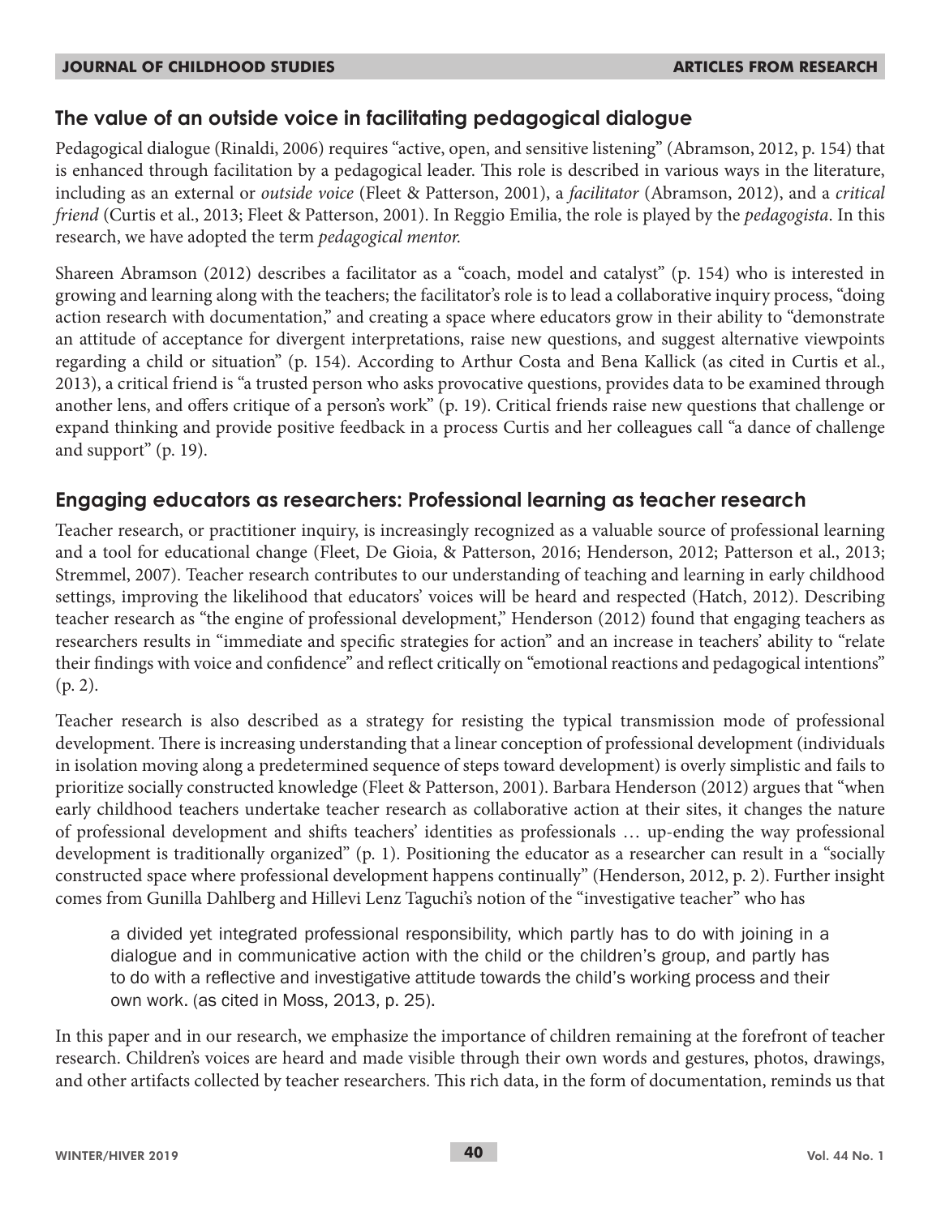## The value of an outside voice in facilitating pedagogical dialogue

Pedagogical dialogue (Rinaldi, 2006) requires "active, open, and sensitive listening" (Abramson, 2012, p. 154) that is enhanced through facilitation by a pedagogical leader. This role is described in various ways in the literature, including as an external or *outside voice* (Fleet & Patterson, 2001), a *facilitator* (Abramson, 2012), and a *critical friend* (Curtis et al., 2013; Fleet & Patterson, 2001). In Reggio Emilia, the role is played by the *pedagogista*. In this research, we have adopted the term *pedagogical mentor*.

Shareen Abramson (2012) describes a facilitator as a "coach, model and catalyst" (p. 154) who is interested in growing and learning along with the teachers; the facilitator's role is to lead a collaborative inquiry process, "doing action research with documentation," and creating a space where educators grow in their ability to "demonstrate an attitude of acceptance for divergent interpretations, raise new questions, and suggest alternative viewpoints regarding a child or situation" (p. 154). According to Arthur Costa and Bena Kallick (as cited in Curtis et al., 2013), a critical friend is "a trusted person who asks provocative questions, provides data to be examined through another lens, and offers critique of a person's work" (p. 19). Critical friends raise new questions that challenge or expand thinking and provide positive feedback in a process Curtis and her colleagues call "a dance of challenge and support" (p. 19).

## Engaging educators as researchers: Professional learning as teacher research

Teacher research, or practitioner inquiry, is increasingly recognized as a valuable source of professional learning and a tool for educational change (Fleet, De Gioia, & Patterson, 2016; Henderson, 2012; Patterson et al., 2013; Stremmel, 2007). Teacher research contributes to our understanding of teaching and learning in early childhood settings, improving the likelihood that educators' voices will be heard and respected (Hatch, 2012). Describing teacher research as "the engine of professional development," Henderson (2012) found that engaging teachers as researchers results in "immediate and specific strategies for action" and an increase in teachers' ability to "relate their findings with voice and confidence" and reflect critically on "emotional reactions and pedagogical intentions" (p. 2).

Teacher research is also described as a strategy for resisting the typical transmission mode of professional development. There is increasing understanding that a linear conception of professional development (individuals in isolation moving along a predetermined sequence of steps toward development) is overly simplistic and fails to prioritize socially constructed knowledge (Fleet & Patterson, 2001). Barbara Henderson (2012) argues that "when early childhood teachers undertake teacher research as collaborative action at their sites, it changes the nature of professional development and shifts teachers' identities as professionals … up-ending the way professional development is traditionally organized" (p. 1). Positioning the educator as a researcher can result in a "socially constructed space where professional development happens continually" (Henderson, 2012, p. 2). Further insight comes from Gunilla Dahlberg and Hillevi Lenz Taguchi's notion of the "investigative teacher" who has

> a divided yet integrated professional responsibility, which partly has to do with joining in a dialogue and in communicative action with the child or the children's group, and partly has to do with a reflective and investigative attitude towards the child's working process and their own work. (as cited in Moss, 2013, p. 25).

In this paper and in our research, we emphasize the importance of children remaining at the forefront of teacher research. Children's voices are heard and made visible through their own words and gestures, photos, drawings, and other artifacts collected by teacher researchers. This rich data, in the form of documentation, reminds us that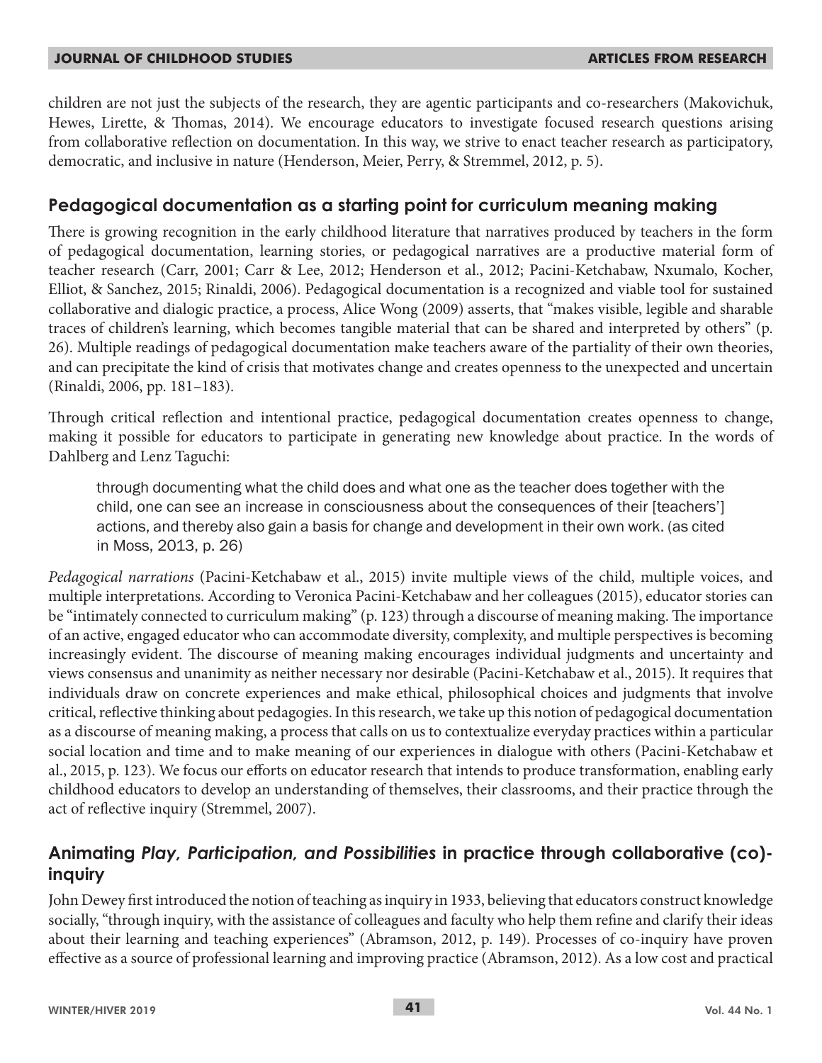children are not just the subjects of the research, they are agentic participants and co-researchers (Makovichuk, Hewes, Lirette, & Thomas, 2014). We encourage educators to investigate focused research questions arising from collaborative reflection on documentation. In this way, we strive to enact teacher research as participatory, democratic, and inclusive in nature (Henderson, Meier, Perry, & Stremmel, 2012, p. 5).

## Pedagogical documentation as a starting point for curriculum meaning making

There is growing recognition in the early childhood literature that narratives produced by teachers in the form of pedagogical documentation, learning stories, or pedagogical narratives are a productive material form of teacher research (Carr, 2001; Carr & Lee, 2012; Henderson et al., 2012; Pacini-Ketchabaw, Nxumalo, Kocher, Elliot, & Sanchez, 2015; Rinaldi, 2006). Pedagogical documentation is a recognized and viable tool for sustained collaborative and dialogic practice, a process, Alice Wong (2009) asserts, that "makes visible, legible and sharable traces of children's learning, which becomes tangible material that can be shared and interpreted by others" (p. 26). Multiple readings of pedagogical documentation make teachers aware of the partiality of their own theories, and can precipitate the kind of crisis that motivates change and creates openness to the unexpected and uncertain (Rinaldi, 2006, pp. 181–183).

Through critical reflection and intentional practice, pedagogical documentation creates openness to change, making it possible for educators to participate in generating new knowledge about practice. In the words of Dahlberg and Lenz Taguchi:

> through documenting what the child does and what one as the teacher does together with the child, one can see an increase in consciousness about the consequences of their [teachers'] actions, and thereby also gain a basis for change and development in their own work. (as cited in Moss, 2013, p. 26)

*Pedagogical narrations* (Pacini-Ketchabaw et al., 2015) invite multiple views of the child, multiple voices, and multiple interpretations. According to Veronica Pacini-Ketchabaw and her colleagues (2015), educator stories can be "intimately connected to curriculum making" (p. 123) through a discourse of meaning making. The importance of an active, engaged educator who can accommodate diversity, complexity, and multiple perspectives is becoming increasingly evident. The discourse of meaning making encourages individual judgments and uncertainty and views consensus and unanimity as neither necessary nor desirable (Pacini-Ketchabaw et al., 2015). It requires that individuals draw on concrete experiences and make ethical, philosophical choices and judgments that involve critical, reflective thinking about pedagogies. In this research, we take up this notion of pedagogical documentation as a discourse of meaning making, a process that calls on us to contextualize everyday practices within a particular social location and time and to make meaning of our experiences in dialogue with others (Pacini-Ketchabaw et al., 2015, p. 123). We focus our efforts on educator research that intends to produce transformation, enabling early childhood educators to develop an understanding of themselves, their classrooms, and their practice through the act of reflective inquiry (Stremmel, 2007).

## Animating *Play, Participation, and Possibilities* in practice through collaborative (co)-inquiry

John Dewey first introduced the notion of teaching as inquiry in 1933, believing that educators construct knowledge socially, "through inquiry, with the assistance of colleagues and faculty who help them refine and clarify their ideas about their learning and teaching experiences" (Abramson, 2012, p. 149). Processes of co-inquiry have proven effective as a source of professional learning and improving practice (Abramson, 2012). As a low cost and practical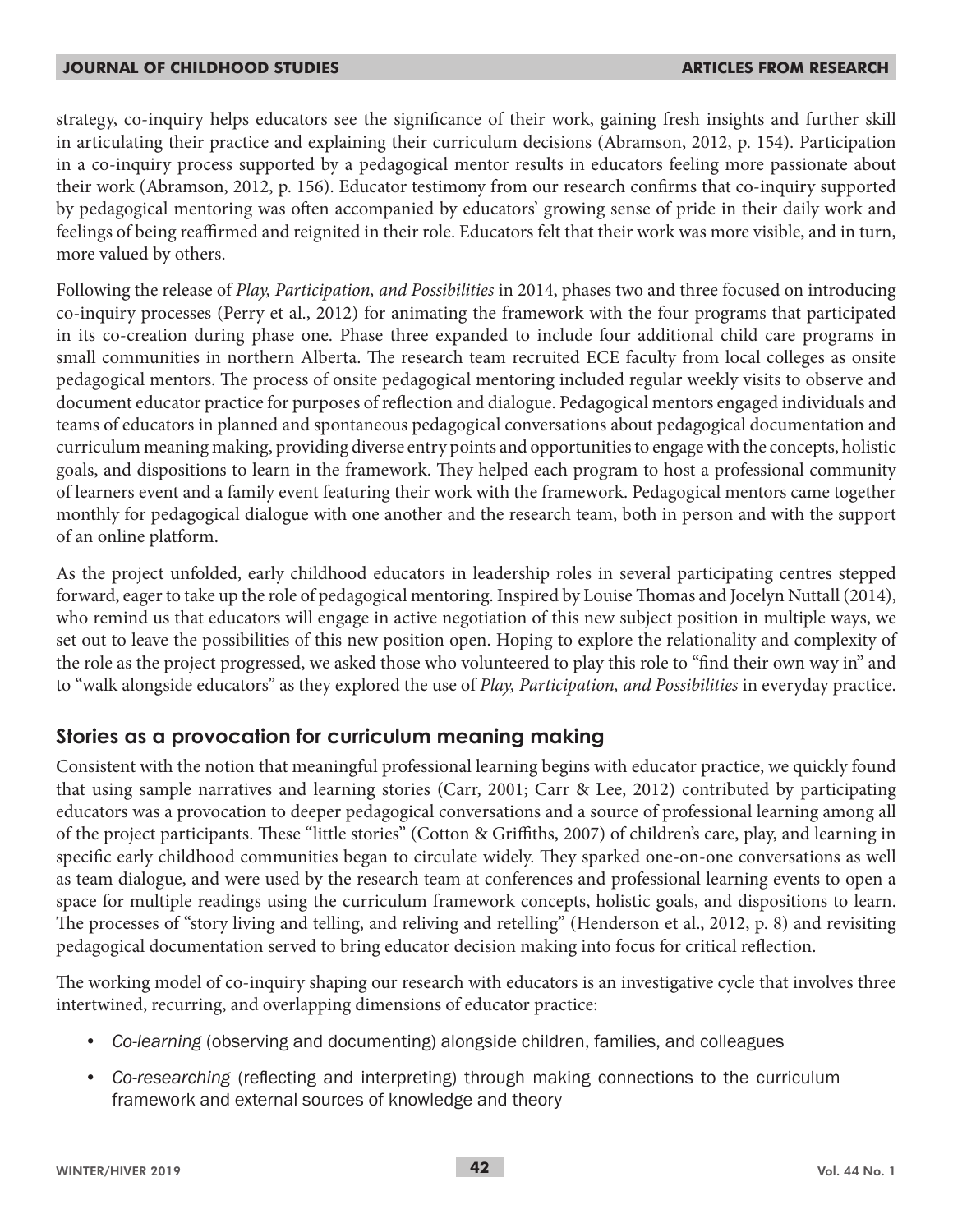strategy, co-inquiry helps educators see the significance of their work, gaining fresh insights and further skill in articulating their practice and explaining their curriculum decisions (Abramson, 2012, p. 154). Participation in a co-inquiry process supported by a pedagogical mentor results in educators feeling more passionate about their work (Abramson, 2012, p. 156). Educator testimony from our research confirms that co-inquiry supported by pedagogical mentoring was often accompanied by educators' growing sense of pride in their daily work and feelings of being reaffirmed and reignited in their role. Educators felt that their work was more visible, and in turn, more valued by others.

Following the release of *Play, Participation, and Possibilities* in 2014, phases two and three focused on introducing co-inquiry processes (Perry et al., 2012) for animating the framework with the four programs that participated in its co-creation during phase one. Phase three expanded to include four additional child care programs in small communities in northern Alberta. The research team recruited ECE faculty from local colleges as onsite pedagogical mentors. The process of onsite pedagogical mentoring included regular weekly visits to observe and document educator practice for purposes of reflection and dialogue. Pedagogical mentors engaged individuals and teams of educators in planned and spontaneous pedagogical conversations about pedagogical documentation and curriculum meaning making, providing diverse entry points and opportunities to engage with the concepts, holistic goals, and dispositions to learn in the framework. They helped each program to host a professional community of learners event and a family event featuring their work with the framework. Pedagogical mentors came together monthly for pedagogical dialogue with one another and the research team, both in person and with the support of an online platform.

As the project unfolded, early childhood educators in leadership roles in several participating centres stepped forward, eager to take up the role of pedagogical mentoring. Inspired by Louise Thomas and Jocelyn Nuttall (2014), who remind us that educators will engage in active negotiation of this new subject position in multiple ways, we set out to leave the possibilities of this new position open. Hoping to explore the relationality and complexity of the role as the project progressed, we asked those who volunteered to play this role to "find their own way in" and to "walk alongside educators" as they explored the use of *Play, Participation, and Possibilities* in everyday practice.

## Stories as a provocation for curriculum meaning making

Consistent with the notion that meaningful professional learning begins with educator practice, we quickly found that using sample narratives and learning stories (Carr, 2001; Carr & Lee, 2012) contributed by participating educators was a provocation to deeper pedagogical conversations and a source of professional learning among all of the project participants. These "little stories" (Cotton & Griffiths, 2007) of children's care, play, and learning in specific early childhood communities began to circulate widely. They sparked one-on-one conversations as well as team dialogue, and were used by the research team at conferences and professional learning events to open a space for multiple readings using the curriculum framework concepts, holistic goals, and dispositions to learn. The processes of "story living and telling, and reliving and retelling" (Henderson et al., 2012, p. 8) and revisiting pedagogical documentation served to bring educator decision making into focus for critical reflection.

The working model of co-inquiry shaping our research with educators is an investigative cycle that involves three intertwined, recurring, and overlapping dimensions of educator practice:

- *Co-learning* (observing and documenting) alongside children, families, and colleagues
- *Co-researching* (reflecting and interpreting) through making connections to the curriculum framework and external sources of knowledge and theory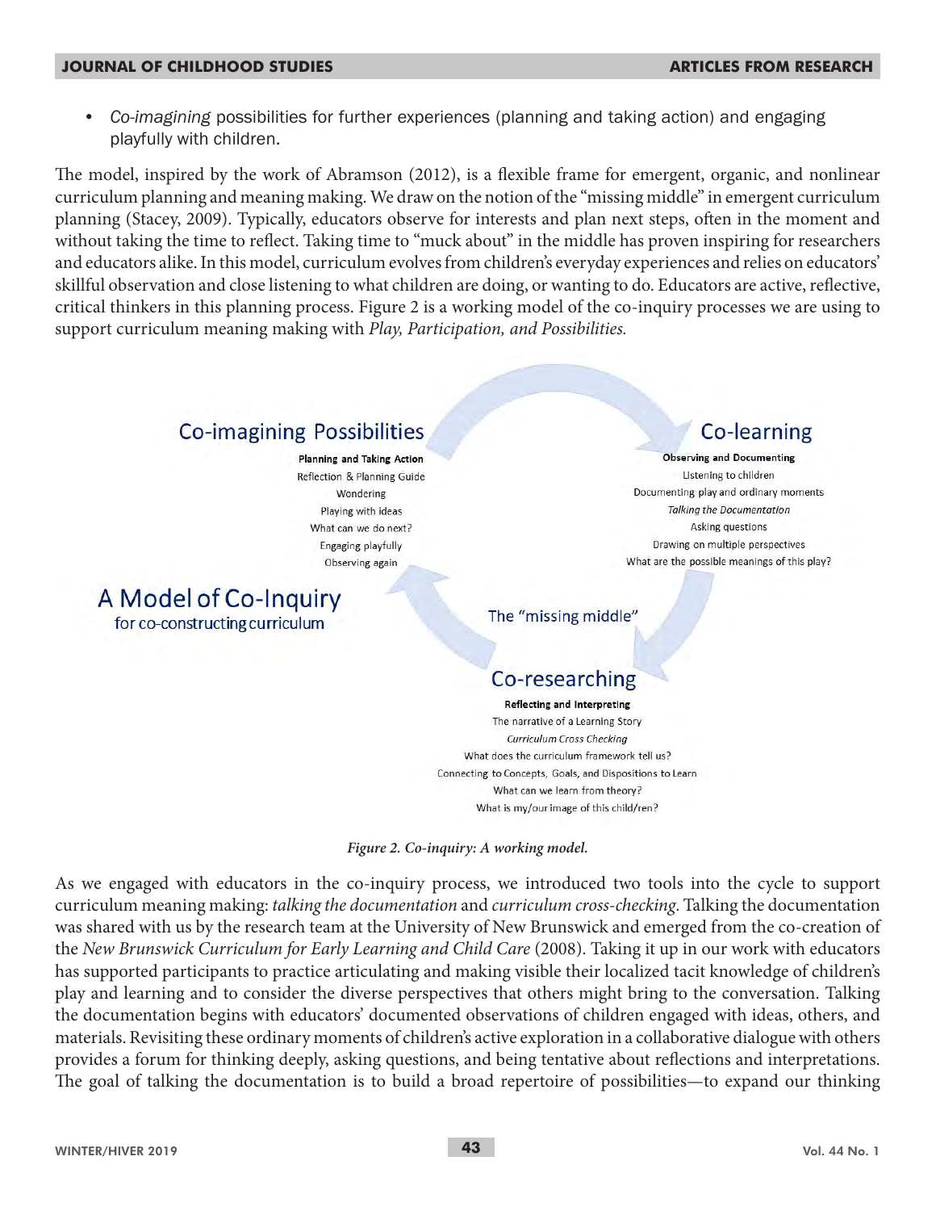- *Co-imagining* possibilities for further experiences (planning and taking action) and engaging playfully with children.

The model, inspired by the work of Abramson (2012), is a flexible frame for emergent, organic, and nonlinear curriculum planning and meaning making. We draw on the notion of the "missing middle" in emergent curriculum planning (Stacey, 2009). Typically, educators observe for interests and plan next steps, often in the moment and without taking the time to reflect. Taking time to "muck about" in the middle has proven inspiring for researchers and educators alike. In this model, curriculum evolves from children's everyday experiences and relies on educators' skillful observation and close listening to what children are doing, or wanting to do. Educators are active, reflective, critical thinkers in this planning process. Figure 2 is a working model of the co-inquiry processes we are using to support curriculum meaning making with *Play, Participation, and Possibilities.*

**A Model of Co-Inquiry**
for co-constructing curriculum

**Co-imagining Possibilities**

**Planning and Taking Action**
Reflection & Planning Guide
Wondering
Playing with ideas
What can we do next?
Engaging playfully
Observing again

**Co-learning**

**Observing and Documenting**
Listening to children
Documenting play and ordinary moments
*Talking the Documentation*
Asking questions
Drawing on multiple perspectives
What are the possible meanings of this play?

The "missing middle"

**Co-researching**

**Reflecting and Interpreting**
The narrative of a Learning Story
*Curriculum Cross Checking*
What does the curriculum framework tell us?
Connecting to Concepts, Goals, and Dispositions to Learn
What can we learn from theory?
What is my/our image of this child/ren?

*Figure 2. Co-inquiry: A working model.*

As we engaged with educators in the co-inquiry process, we introduced two tools into the cycle to support curriculum meaning making: *talking the documentation* and *curriculum cross-checking.* Talking the documentation was shared with us by the research team at the University of New Brunswick and emerged from the co-creation of the *New Brunswick Curriculum for Early Learning and Child Care* (2008). Taking it up in our work with educators has supported participants to practice articulating and making visible their localized tacit knowledge of children's play and learning and to consider the diverse perspectives that others might bring to the conversation. Talking the documentation begins with educators' documented observations of children engaged with ideas, others, and materials. Revisiting these ordinary moments of children's active exploration in a collaborative dialogue with others provides a forum for thinking deeply, asking questions, and being tentative about reflections and interpretations. The goal of talking the documentation is to build a broad repertoire of possibilities—to expand our thinking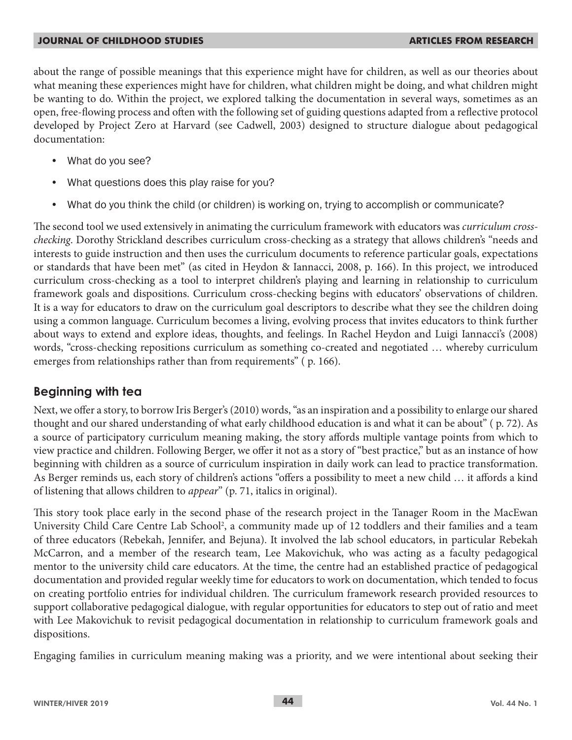about the range of possible meanings that this experience might have for children, as well as our theories about what meaning these experiences might have for children, what children might be doing, and what children might be wanting to do. Within the project, we explored talking the documentation in several ways, sometimes as an open, free-flowing process and often with the following set of guiding questions adapted from a reflective protocol developed by Project Zero at Harvard (see Cadwell, 2003) designed to structure dialogue about pedagogical documentation:

- What do you see?
- What questions does this play raise for you?
- What do you think the child (or children) is working on, trying to accomplish or communicate?

The second tool we used extensively in animating the curriculum framework with educators was *curriculum cross-checking*. Dorothy Strickland describes curriculum cross-checking as a strategy that allows children's "needs and interests to guide instruction and then uses the curriculum documents to reference particular goals, expectations or standards that have been met" (as cited in Heydon & Iannacci, 2008, p. 166). In this project, we introduced curriculum cross-checking as a tool to interpret children's playing and learning in relationship to curriculum framework goals and dispositions. Curriculum cross-checking begins with educators' observations of children. It is a way for educators to draw on the curriculum goal descriptors to describe what they see the children doing using a common language. Curriculum becomes a living, evolving process that invites educators to think further about ways to extend and explore ideas, thoughts, and feelings. In Rachel Heydon and Luigi Iannacci's (2008) words, "cross-checking repositions curriculum as something co-created and negotiated … whereby curriculum emerges from relationships rather than from requirements" ( p. 166).

## Beginning with tea

Next, we offer a story, to borrow Iris Berger's (2010) words, "as an inspiration and a possibility to enlarge our shared thought and our shared understanding of what early childhood education is and what it can be about" ( p. 72). As a source of participatory curriculum meaning making, the story affords multiple vantage points from which to view practice and children. Following Berger, we offer it not as a story of "best practice," but as an instance of how beginning with children as a source of curriculum inspiration in daily work can lead to practice transformation. As Berger reminds us, each story of children's actions "offers a possibility to meet a new child … it affords a kind of listening that allows children to *appear*" (p. 71, italics in original).

This story took place early in the second phase of the research project in the Tanager Room in the MacEwan University Child Care Centre Lab School[2], a community made up of 12 toddlers and their families and a team of three educators (Rebekah, Jennifer, and Bejuna). It involved the lab school educators, in particular Rebekah McCarron, and a member of the research team, Lee Makovichuk, who was acting as a faculty pedagogical mentor to the university child care educators. At the time, the centre had an established practice of pedagogical documentation and provided regular weekly time for educators to work on documentation, which tended to focus on creating portfolio entries for individual children. The curriculum framework research provided resources to support collaborative pedagogical dialogue, with regular opportunities for educators to step out of ratio and meet with Lee Makovichuk to revisit pedagogical documentation in relationship to curriculum framework goals and dispositions.

Engaging families in curriculum meaning making was a priority, and we were intentional about seeking their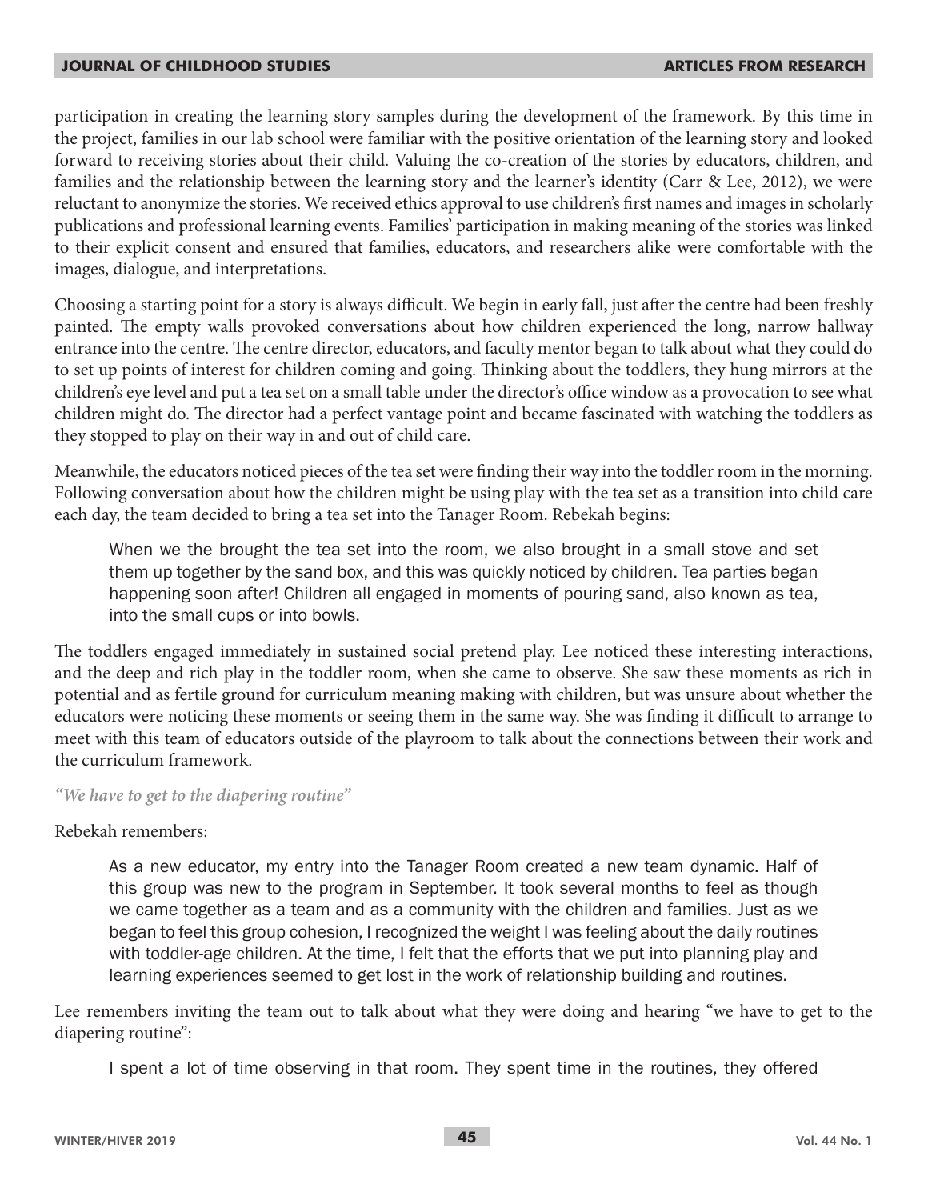participation in creating the learning story samples during the development of the framework. By this time in the project, families in our lab school were familiar with the positive orientation of the learning story and looked forward to receiving stories about their child. Valuing the co-creation of the stories by educators, children, and families and the relationship between the learning story and the learner's identity (Carr & Lee, 2012), we were reluctant to anonymize the stories. We received ethics approval to use children's first names and images in scholarly publications and professional learning events. Families' participation in making meaning of the stories was linked to their explicit consent and ensured that families, educators, and researchers alike were comfortable with the images, dialogue, and interpretations.

Choosing a starting point for a story is always difficult. We begin in early fall, just after the centre had been freshly painted. The empty walls provoked conversations about how children experienced the long, narrow hallway entrance into the centre. The centre director, educators, and faculty mentor began to talk about what they could do to set up points of interest for children coming and going. Thinking about the toddlers, they hung mirrors at the children's eye level and put a tea set on a small table under the director's office window as a provocation to see what children might do. The director had a perfect vantage point and became fascinated with watching the toddlers as they stopped to play on their way in and out of child care.

Meanwhile, the educators noticed pieces of the tea set were finding their way into the toddler room in the morning. Following conversation about how the children might be using play with the tea set as a transition into child care each day, the team decided to bring a tea set into the Tanager Room. Rebekah begins:

> When we the brought the tea set into the room, we also brought in a small stove and set them up together by the sand box, and this was quickly noticed by children. Tea parties began happening soon after! Children all engaged in moments of pouring sand, also known as tea, into the small cups or into bowls.

The toddlers engaged immediately in sustained social pretend play. Lee noticed these interesting interactions, and the deep and rich play in the toddler room, when she came to observe. She saw these moments as rich in potential and as fertile ground for curriculum meaning making with children, but was unsure about whether the educators were noticing these moments or seeing them in the same way. She was finding it difficult to arrange to meet with this team of educators outside of the playroom to talk about the connections between their work and the curriculum framework.

### *"We have to get to the diapering routine"*

Rebekah remembers:

> As a new educator, my entry into the Tanager Room created a new team dynamic. Half of this group was new to the program in September. It took several months to feel as though we came together as a team and as a community with the children and families. Just as we began to feel this group cohesion, I recognized the weight I was feeling about the daily routines with toddler-age children. At the time, I felt that the efforts that we put into planning play and learning experiences seemed to get lost in the work of relationship building and routines.

Lee remembers inviting the team out to talk about what they were doing and hearing "we have to get to the diapering routine":

> I spent a lot of time observing in that room. They spent time in the routines, they offered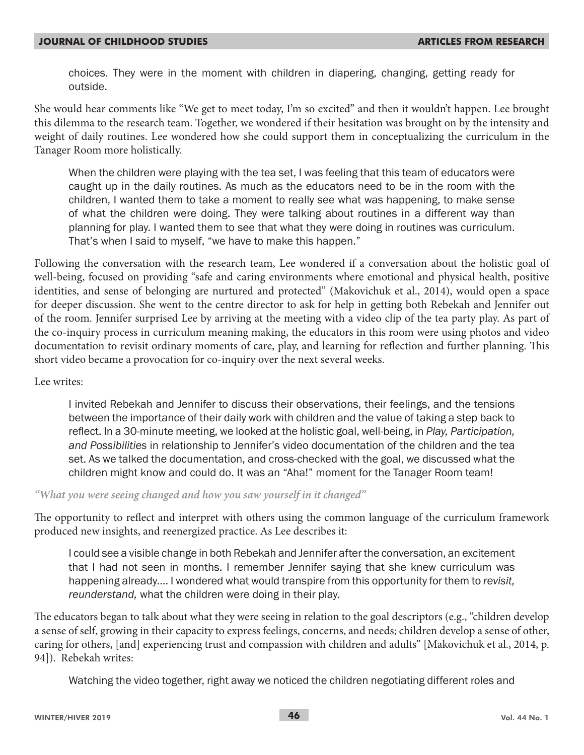> choices. They were in the moment with children in diapering, changing, getting ready for outside.

She would hear comments like "We get to meet today, I'm so excited" and then it wouldn't happen. Lee brought this dilemma to the research team. Together, we wondered if their hesitation was brought on by the intensity and weight of daily routines. Lee wondered how she could support them in conceptualizing the curriculum in the Tanager Room more holistically.

> When the children were playing with the tea set, I was feeling that this team of educators were caught up in the daily routines. As much as the educators need to be in the room with the children, I wanted them to take a moment to really see what was happening, to make sense of what the children were doing. They were talking about routines in a different way than planning for play. I wanted them to see that what they were doing in routines was curriculum. That's when I said to myself, "we have to make this happen."

Following the conversation with the research team, Lee wondered if a conversation about the holistic goal of well-being, focused on providing "safe and caring environments where emotional and physical health, positive identities, and sense of belonging are nurtured and protected" (Makovichuk et al., 2014), would open a space for deeper discussion. She went to the centre director to ask for help in getting both Rebekah and Jennifer out of the room. Jennifer surprised Lee by arriving at the meeting with a video clip of the tea party play. As part of the co-inquiry process in curriculum meaning making, the educators in this room were using photos and video documentation to revisit ordinary moments of care, play, and learning for reflection and further planning. This short video became a provocation for co-inquiry over the next several weeks.

Lee writes:

> I invited Rebekah and Jennifer to discuss their observations, their feelings, and the tensions between the importance of their daily work with children and the value of taking a step back to reflect. In a 30-minute meeting, we looked at the holistic goal, well-being, in *Play, Participation, and Possibilities* in relationship to Jennifer's video documentation of the children and the tea set. As we talked the documentation, and cross-checked with the goal, we discussed what the children might know and could do. It was an "Aha!" moment for the Tanager Room team!

### *"What you were seeing changed and how you saw yourself in it changed"*

The opportunity to reflect and interpret with others using the common language of the curriculum framework produced new insights, and reenergized practice. As Lee describes it:

> I could see a visible change in both Rebekah and Jennifer after the conversation, an excitement that I had not seen in months. I remember Jennifer saying that she knew curriculum was happening already.... I wondered what would transpire from this opportunity for them to *revisit, reunderstand,* what the children were doing in their play.

The educators began to talk about what they were seeing in relation to the goal descriptors (e.g., "children develop a sense of self, growing in their capacity to express feelings, concerns, and needs; children develop a sense of other, caring for others, [and] experiencing trust and compassion with children and adults" [Makovichuk et al., 2014, p. 94]). Rebekah writes:

> Watching the video together, right away we noticed the children negotiating different roles and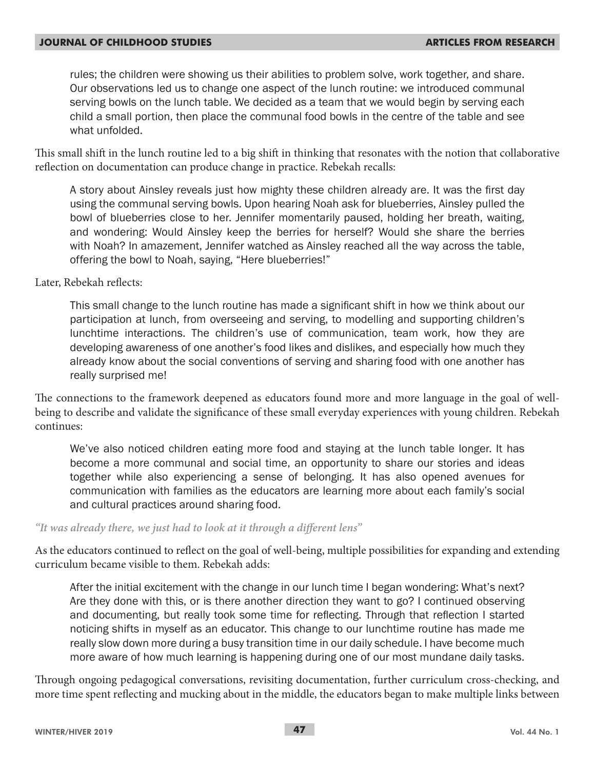> rules; the children were showing us their abilities to problem solve, work together, and share. Our observations led us to change one aspect of the lunch routine: we introduced communal serving bowls on the lunch table. We decided as a team that we would begin by serving each child a small portion, then place the communal food bowls in the centre of the table and see what unfolded.

This small shift in the lunch routine led to a big shift in thinking that resonates with the notion that collaborative reflection on documentation can produce change in practice. Rebekah recalls:

> A story about Ainsley reveals just how mighty these children already are. It was the first day using the communal serving bowls. Upon hearing Noah ask for blueberries, Ainsley pulled the bowl of blueberries close to her. Jennifer momentarily paused, holding her breath, waiting, and wondering: Would Ainsley keep the berries for herself? Would she share the berries with Noah? In amazement, Jennifer watched as Ainsley reached all the way across the table, offering the bowl to Noah, saying, "Here blueberries!"

Later, Rebekah reflects:

> This small change to the lunch routine has made a significant shift in how we think about our participation at lunch, from overseeing and serving, to modelling and supporting children's lunchtime interactions. The children's use of communication, team work, how they are developing awareness of one another's food likes and dislikes, and especially how much they already know about the social conventions of serving and sharing food with one another has really surprised me!

The connections to the framework deepened as educators found more and more language in the goal of well-being to describe and validate the significance of these small everyday experiences with young children. Rebekah continues:

> We've also noticed children eating more food and staying at the lunch table longer. It has become a more communal and social time, an opportunity to share our stories and ideas together while also experiencing a sense of belonging. It has also opened avenues for communication with families as the educators are learning more about each family's social and cultural practices around sharing food.

### *"It was already there, we just had to look at it through a different lens"*

As the educators continued to reflect on the goal of well-being, multiple possibilities for expanding and extending curriculum became visible to them. Rebekah adds:

> After the initial excitement with the change in our lunch time I began wondering: What's next? Are they done with this, or is there another direction they want to go? I continued observing and documenting, but really took some time for reflecting. Through that reflection I started noticing shifts in myself as an educator. This change to our lunchtime routine has made me really slow down more during a busy transition time in our daily schedule. I have become much more aware of how much learning is happening during one of our most mundane daily tasks.

Through ongoing pedagogical conversations, revisiting documentation, further curriculum cross-checking, and more time spent reflecting and mucking about in the middle, the educators began to make multiple links between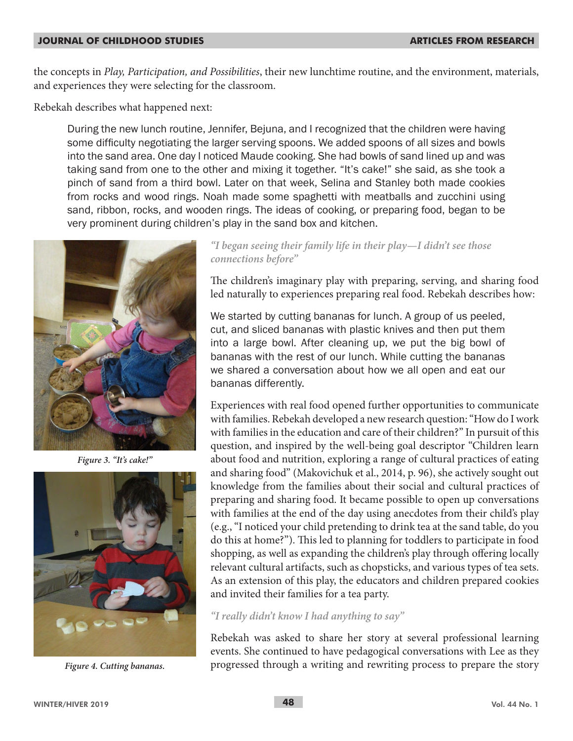the concepts in *Play, Participation, and Possibilities*, their new lunchtime routine, and the environment, materials, and experiences they were selecting for the classroom.

Rebekah describes what happened next:

> During the new lunch routine, Jennifer, Bejuna, and I recognized that the children were having some difficulty negotiating the larger serving spoons. We added spoons of all sizes and bowls into the sand area. One day I noticed Maude cooking. She had bowls of sand lined up and was taking sand from one to the other and mixing it together. "It's cake!" she said, as she took a pinch of sand from a third bowl. Later on that week, Selina and Stanley both made cookies from rocks and wood rings. Noah made some spaghetti with meatballs and zucchini using sand, ribbon, rocks, and wooden rings. The ideas of cooking, or preparing food, began to be very prominent during children's play in the sand box and kitchen.

*Figure 3. "It's cake!"*

*Figure 4. Cutting bananas.*

### *"I began seeing their family life in their play—I didn't see those connections before"*

The children's imaginary play with preparing, serving, and sharing food led naturally to experiences preparing real food. Rebekah describes how:

> We started by cutting bananas for lunch. A group of us peeled, cut, and sliced bananas with plastic knives and then put them into a large bowl. After cleaning up, we put the big bowl of bananas with the rest of our lunch. While cutting the bananas we shared a conversation about how we all open and eat our bananas differently.

Experiences with real food opened further opportunities to communicate with families. Rebekah developed a new research question: "How do I work with families in the education and care of their children?" In pursuit of this question, and inspired by the well-being goal descriptor "Children learn about food and nutrition, exploring a range of cultural practices of eating and sharing food" (Makovichuk et al., 2014, p. 96), she actively sought out knowledge from the families about their social and cultural practices of preparing and sharing food. It became possible to open up conversations with families at the end of the day using anecdotes from their child's play (e.g., "I noticed your child pretending to drink tea at the sand table, do you do this at home?"). This led to planning for toddlers to participate in food shopping, as well as expanding the children's play through offering locally relevant cultural artifacts, such as chopsticks, and various types of tea sets. As an extension of this play, the educators and children prepared cookies and invited their families for a tea party.

### *"I really didn't know I had anything to say"*

Rebekah was asked to share her story at several professional learning events. She continued to have pedagogical conversations with Lee as they progressed through a writing and rewriting process to prepare the story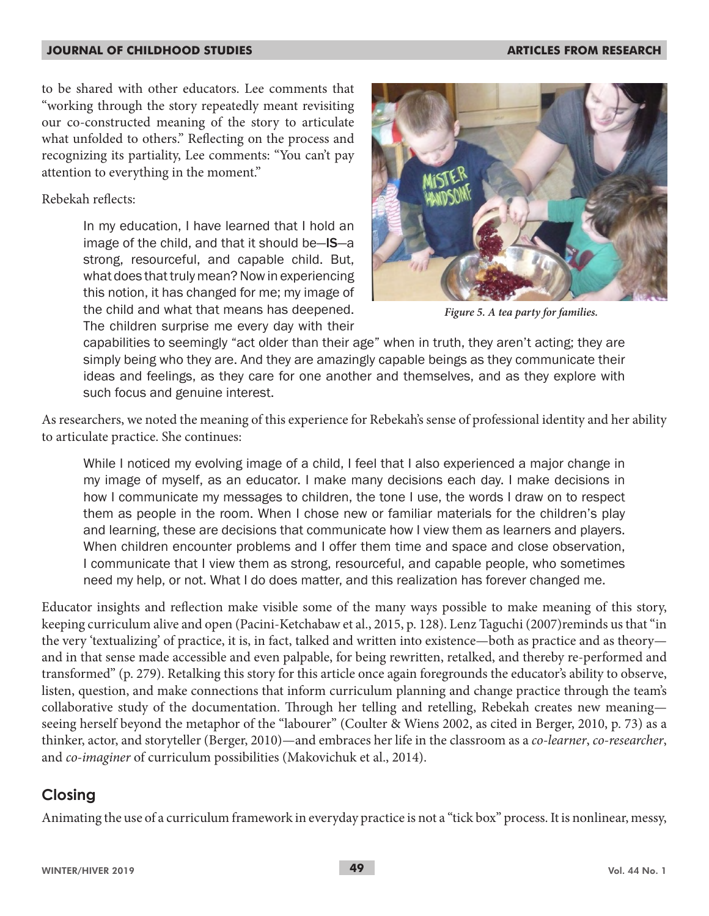to be shared with other educators. Lee comments that "working through the story repeatedly meant revisiting our co-constructed meaning of the story to articulate what unfolded to others." Reflecting on the process and recognizing its partiality, Lee comments: "You can't pay attention to everything in the moment."

Rebekah reflects:

> In my education, I have learned that I hold an image of the child, and that it should be—**IS**—a strong, resourceful, and capable child. But, what does that truly mean? Now in experiencing this notion, it has changed for me; my image of the child and what that means has deepened. The children surprise me every day with their capabilities to seemingly "act older than their age" when in truth, they aren't acting; they are simply being who they are. And they are amazingly capable beings as they communicate their ideas and feelings, as they care for one another and themselves, and as they explore with such focus and genuine interest.

*Figure 5. A tea party for families.*

As researchers, we noted the meaning of this experience for Rebekah's sense of professional identity and her ability to articulate practice. She continues:

> While I noticed my evolving image of a child, I feel that I also experienced a major change in my image of myself, as an educator. I make many decisions each day. I make decisions in how I communicate my messages to children, the tone I use, the words I draw on to respect them as people in the room. When I chose new or familiar materials for the children's play and learning, these are decisions that communicate how I view them as learners and players. When children encounter problems and I offer them time and space and close observation, I communicate that I view them as strong, resourceful, and capable people, who sometimes need my help, or not. What I do does matter, and this realization has forever changed me.

Educator insights and reflection make visible some of the many ways possible to make meaning of this story, keeping curriculum alive and open (Pacini-Ketchabaw et al., 2015, p. 128). Lenz Taguchi (2007)reminds us that "in the very 'textualizing' of practice, it is, in fact, talked and written into existence—both as practice and as theory—and in that sense made accessible and even palpable, for being rewritten, retalked, and thereby re-performed and transformed" (p. 279). Retalking this story for this article once again foregrounds the educator's ability to observe, listen, question, and make connections that inform curriculum planning and change practice through the team's collaborative study of the documentation. Through her telling and retelling, Rebekah creates new meaning—seeing herself beyond the metaphor of the "labourer" (Coulter & Wiens 2002, as cited in Berger, 2010, p. 73) as a thinker, actor, and storyteller (Berger, 2010)—and embraces her life in the classroom as a *co-learner*, *co-researcher*, and *co-imaginer* of curriculum possibilities (Makovichuk et al., 2014).

## Closing

Animating the use of a curriculum framework in everyday practice is not a "tick box" process. It is nonlinear, messy,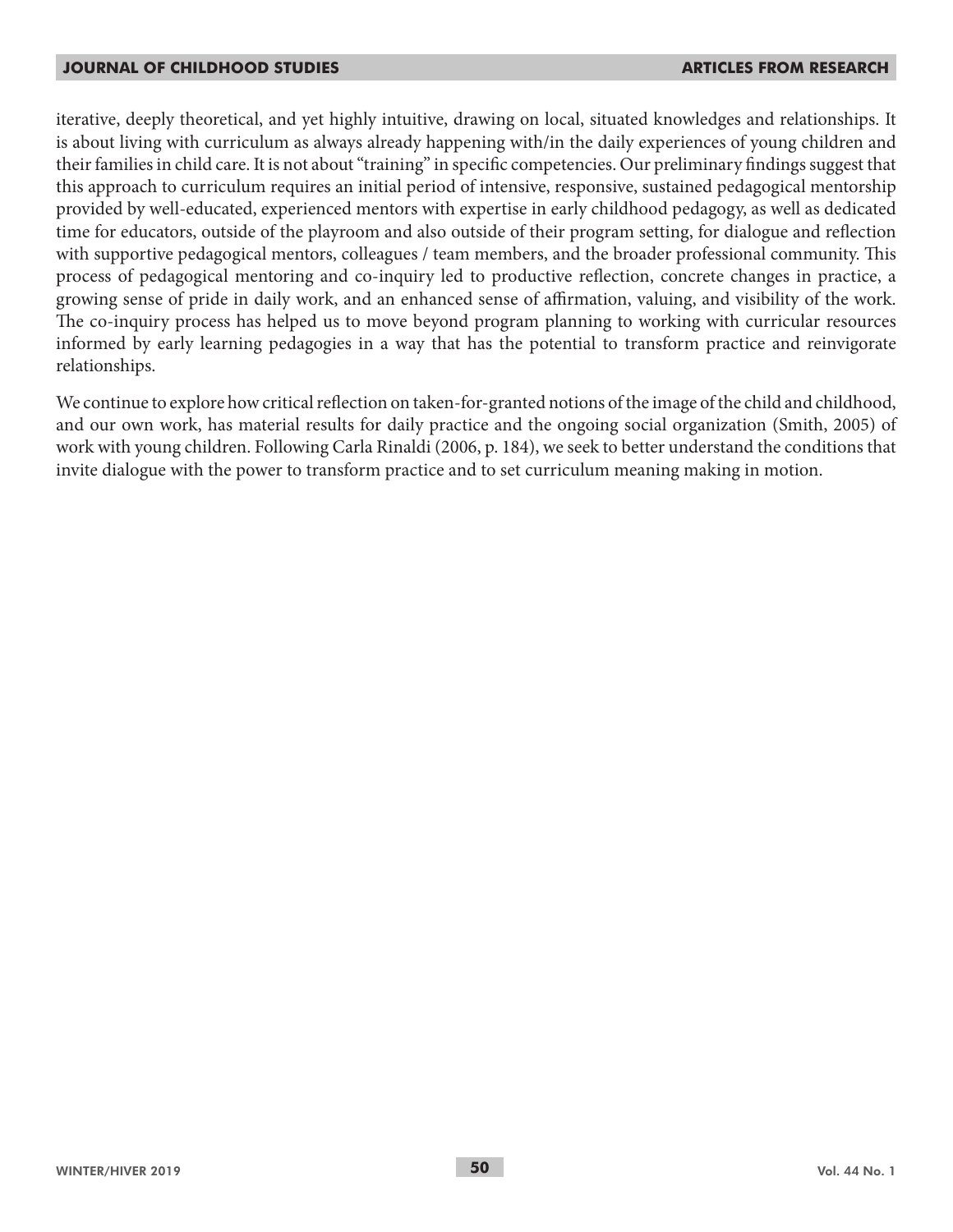iterative, deeply theoretical, and yet highly intuitive, drawing on local, situated knowledges and relationships. It is about living with curriculum as always already happening with/in the daily experiences of young children and their families in child care. It is not about "training" in specific competencies. Our preliminary findings suggest that this approach to curriculum requires an initial period of intensive, responsive, sustained pedagogical mentorship provided by well-educated, experienced mentors with expertise in early childhood pedagogy, as well as dedicated time for educators, outside of the playroom and also outside of their program setting, for dialogue and reflection with supportive pedagogical mentors, colleagues / team members, and the broader professional community. This process of pedagogical mentoring and co-inquiry led to productive reflection, concrete changes in practice, a growing sense of pride in daily work, and an enhanced sense of affirmation, valuing, and visibility of the work. The co-inquiry process has helped us to move beyond program planning to working with curricular resources informed by early learning pedagogies in a way that has the potential to transform practice and reinvigorate relationships.

We continue to explore how critical reflection on taken-for-granted notions of the image of the child and childhood, and our own work, has material results for daily practice and the ongoing social organization (Smith, 2005) of work with young children. Following Carla Rinaldi (2006, p. 184), we seek to better understand the conditions that invite dialogue with the power to transform practice and to set curriculum meaning making in motion.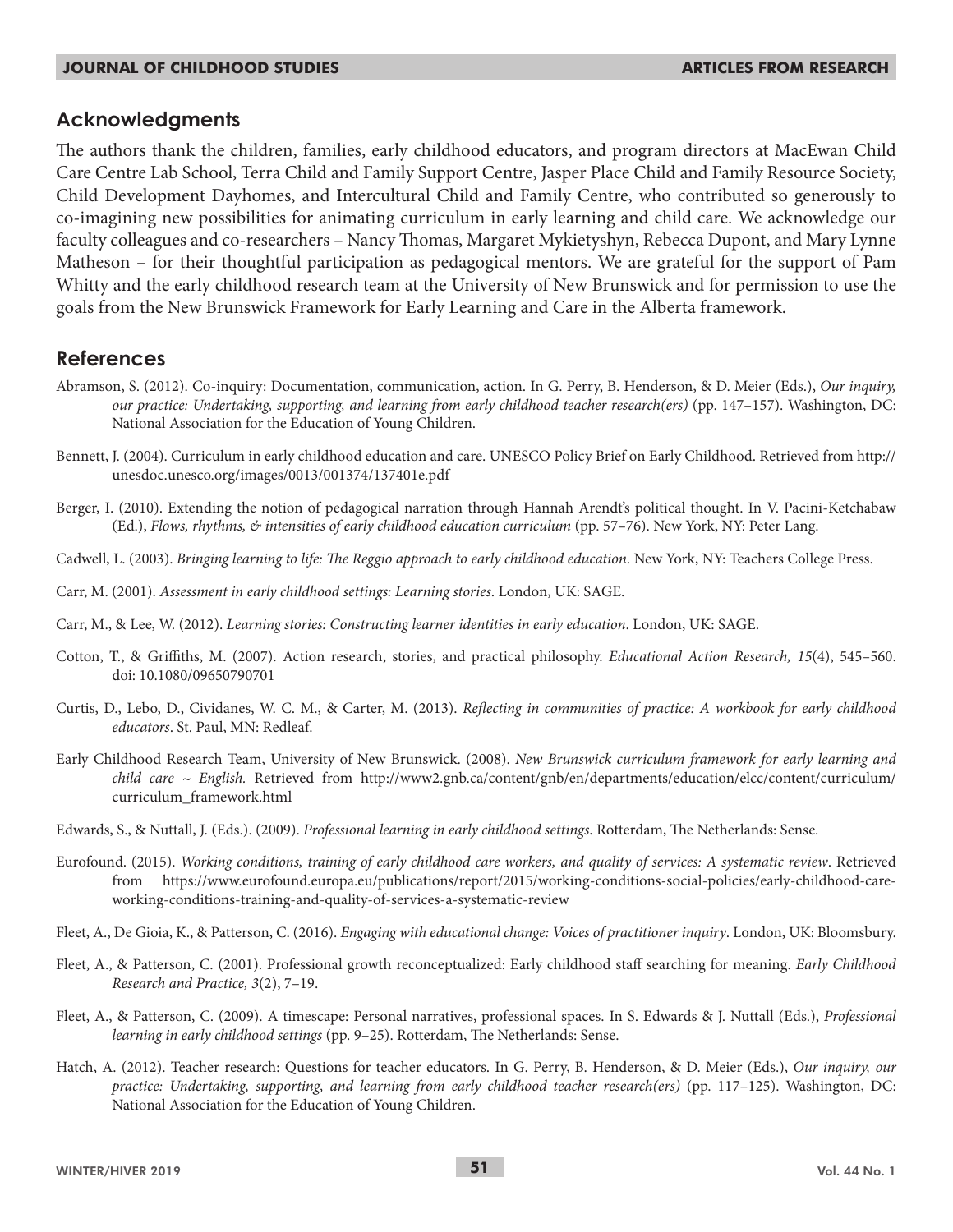## Acknowledgments

The authors thank the children, families, early childhood educators, and program directors at MacEwan Child Care Centre Lab School, Terra Child and Family Support Centre, Jasper Place Child and Family Resource Society, Child Development Dayhomes, and Intercultural Child and Family Centre, who contributed so generously to co-imagining new possibilities for animating curriculum in early learning and child care. We acknowledge our faculty colleagues and co-researchers – Nancy Thomas, Margaret Mykietyshyn, Rebecca Dupont, and Mary Lynne Matheson – for their thoughtful participation as pedagogical mentors. We are grateful for the support of Pam Whitty and the early childhood research team at the University of New Brunswick and for permission to use the goals from the New Brunswick Framework for Early Learning and Care in the Alberta framework.

## References

Abramson, S. (2012). Co-inquiry: Documentation, communication, action. In G. Perry, B. Henderson, & D. Meier (Eds.), *Our inquiry, our practice: Undertaking, supporting, and learning from early childhood teacher research(ers)* (pp. 147–157). Washington, DC: National Association for the Education of Young Children.

Bennett, J. (2004). Curriculum in early childhood education and care. UNESCO Policy Brief on Early Childhood. Retrieved from http://unesdoc.unesco.org/images/0013/001374/137401e.pdf

Berger, I. (2010). Extending the notion of pedagogical narration through Hannah Arendt's political thought. In V. Pacini-Ketchabaw (Ed.), *Flows, rhythms, & intensities of early childhood education curriculum* (pp. 57–76). New York, NY: Peter Lang.

Cadwell, L. (2003). *Bringing learning to life: The Reggio approach to early childhood education*. New York, NY: Teachers College Press.

Carr, M. (2001). *Assessment in early childhood settings: Learning stories*. London, UK: SAGE.

Carr, M., & Lee, W. (2012). *Learning stories: Constructing learner identities in early education*. London, UK: SAGE.

Cotton, T., & Griffiths, M. (2007). Action research, stories, and practical philosophy. *Educational Action Research, 15*(4), 545–560. doi: 10.1080/09650790701

Curtis, D., Lebo, D., Cividanes, W. C. M., & Carter, M. (2013). *Reflecting in communities of practice: A workbook for early childhood educators*. St. Paul, MN: Redleaf.

Early Childhood Research Team, University of New Brunswick. (2008). *New Brunswick curriculum framework for early learning and child care ~ English.* Retrieved from http://www2.gnb.ca/content/gnb/en/departments/education/elcc/content/curriculum/curriculum_framework.html

Edwards, S., & Nuttall, J. (Eds.). (2009). *Professional learning in early childhood settings*. Rotterdam, The Netherlands: Sense.

Eurofound. (2015). *Working conditions, training of early childhood care workers, and quality of services: A systematic review*. Retrieved from https://www.eurofound.europa.eu/publications/report/2015/working-conditions-social-policies/early-childhood-care-working-conditions-training-and-quality-of-services-a-systematic-review

Fleet, A., De Gioia, K., & Patterson, C. (2016). *Engaging with educational change: Voices of practitioner inquiry*. London, UK: Bloomsbury.

Fleet, A., & Patterson, C. (2001). Professional growth reconceptualized: Early childhood staff searching for meaning. *Early Childhood Research and Practice, 3*(2), 7–19.

Fleet, A., & Patterson, C. (2009). A timescape: Personal narratives, professional spaces. In S. Edwards & J. Nuttall (Eds.), *Professional learning in early childhood settings* (pp. 9–25). Rotterdam, The Netherlands: Sense.

Hatch, A. (2012). Teacher research: Questions for teacher educators. In G. Perry, B. Henderson, & D. Meier (Eds.), *Our inquiry, our practice: Undertaking, supporting, and learning from early childhood teacher research(ers)* (pp. 117–125). Washington, DC: National Association for the Education of Young Children.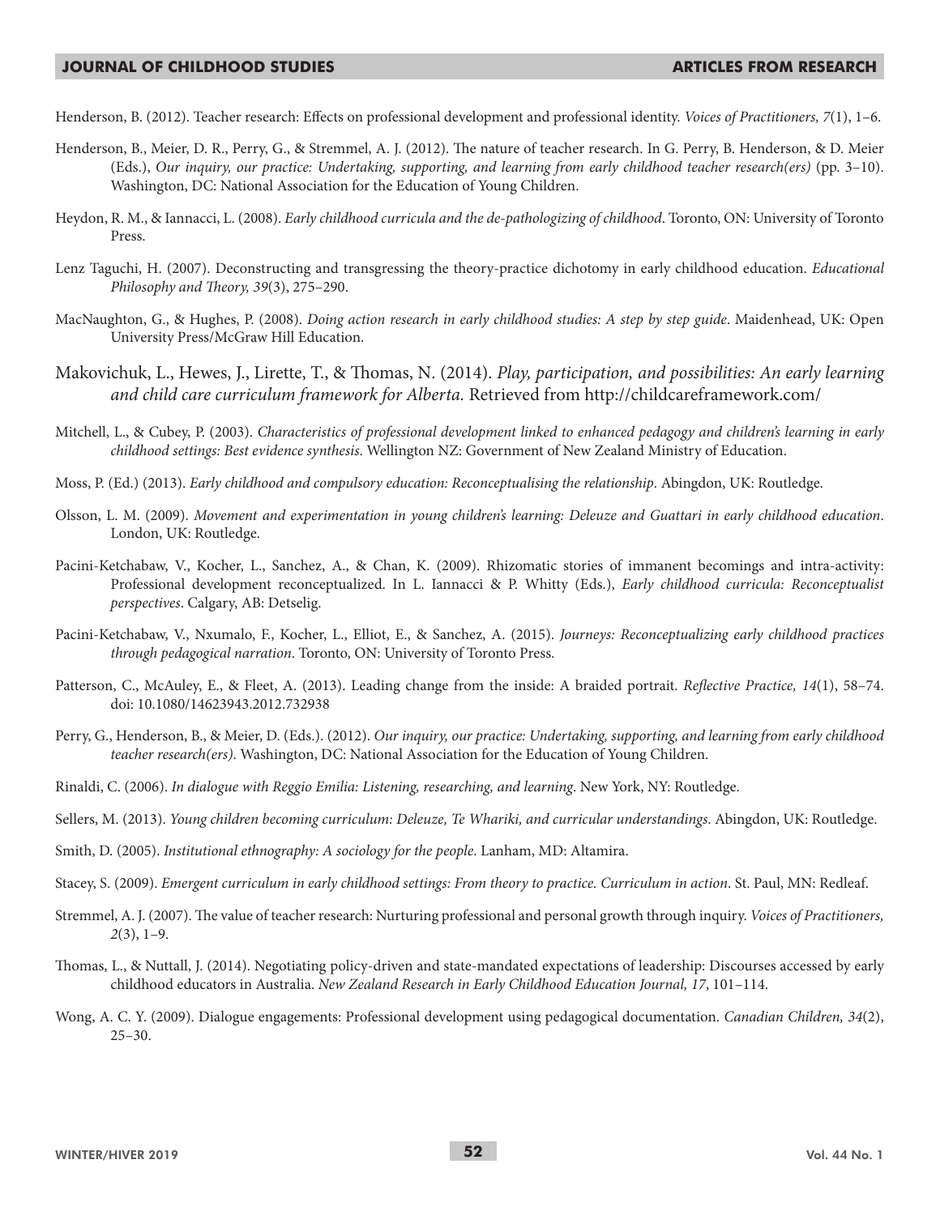Henderson, B. (2012). Teacher research: Effects on professional development and professional identity. *Voices of Practitioners, 7*(1), 1–6.

Henderson, B., Meier, D. R., Perry, G., & Stremmel, A. J. (2012). The nature of teacher research. In G. Perry, B. Henderson, & D. Meier (Eds.), *Our inquiry, our practice: Undertaking, supporting, and learning from early childhood teacher research(ers)* (pp. 3–10). Washington, DC: National Association for the Education of Young Children.

Heydon, R. M., & Iannacci, L. (2008). *Early childhood curricula and the de-pathologizing of childhood*. Toronto, ON: University of Toronto Press.

Lenz Taguchi, H. (2007). Deconstructing and transgressing the theory-practice dichotomy in early childhood education. *Educational Philosophy and Theory, 39*(3), 275–290.

MacNaughton, G., & Hughes, P. (2008). *Doing action research in early childhood studies: A step by step guide*. Maidenhead, UK: Open University Press/McGraw Hill Education.

Makovichuk, L., Hewes, J., Lirette, T., & Thomas, N. (2014). *Play, participation, and possibilities: An early learning and child care curriculum framework for Alberta.* Retrieved from http://childcareframework.com/

Mitchell, L., & Cubey, P. (2003). *Characteristics of professional development linked to enhanced pedagogy and children's learning in early childhood settings: Best evidence synthesis.* Wellington NZ: Government of New Zealand Ministry of Education.

Moss, P. (Ed.) (2013). *Early childhood and compulsory education: Reconceptualising the relationship*. Abingdon, UK: Routledge.

Olsson, L. M. (2009). *Movement and experimentation in young children's learning: Deleuze and Guattari in early childhood education*. London, UK: Routledge.

Pacini-Ketchabaw, V., Kocher, L., Sanchez, A., & Chan, K. (2009). Rhizomatic stories of immanent becomings and intra-activity: Professional development reconceptualized. In L. Iannacci & P. Whitty (Eds.), *Early childhood curricula: Reconceptualist perspectives*. Calgary, AB: Detselig.

Pacini-Ketchabaw, V., Nxumalo, F., Kocher, L., Elliot, E., & Sanchez, A. (2015). *Journeys: Reconceptualizing early childhood practices through pedagogical narration*. Toronto, ON: University of Toronto Press.

Patterson, C., McAuley, E., & Fleet, A. (2013). Leading change from the inside: A braided portrait. *Reflective Practice, 14*(1), 58–74. doi: 10.1080/14623943.2012.732938

Perry, G., Henderson, B., & Meier, D. (Eds.). (2012). *Our inquiry, our practice: Undertaking, supporting, and learning from early childhood teacher research(ers)*. Washington, DC: National Association for the Education of Young Children.

Rinaldi, C. (2006). *In dialogue with Reggio Emilia: Listening, researching, and learning*. New York, NY: Routledge.

Sellers, M. (2013). *Young children becoming curriculum: Deleuze, Te Whariki, and curricular understandings.* Abingdon, UK: Routledge.

Smith, D. (2005). *Institutional ethnography: A sociology for the people*. Lanham, MD: Altamira.

Stacey, S. (2009). *Emergent curriculum in early childhood settings: From theory to practice. Curriculum in action*. St. Paul, MN: Redleaf.

Stremmel, A. J. (2007). The value of teacher research: Nurturing professional and personal growth through inquiry. *Voices of Practitioners, 2*(3), 1–9.

Thomas, L., & Nuttall, J. (2014). Negotiating policy-driven and state-mandated expectations of leadership: Discourses accessed by early childhood educators in Australia. *New Zealand Research in Early Childhood Education Journal, 17*, 101–114.

Wong, A. C. Y. (2009). Dialogue engagements: Professional development using pedagogical documentation. *Canadian Children, 34*(2), 25–30.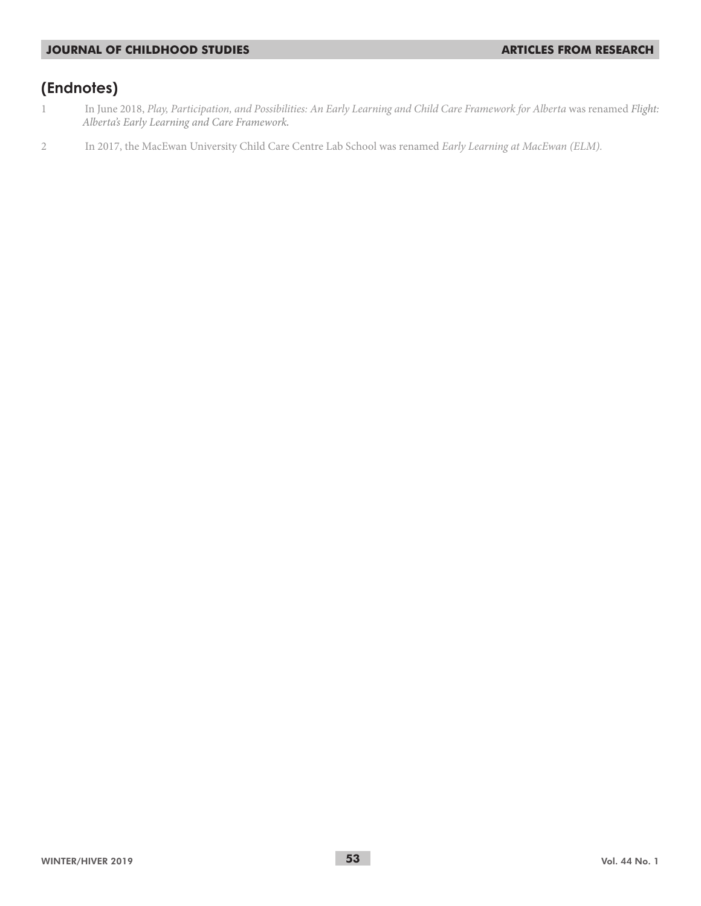## (Endnotes)

1 In June 2018, *Play, Participation, and Possibilities: An Early Learning and Child Care Framework for Alberta* was renamed *Flight: Alberta's Early Learning and Care Framework.*

2 In 2017, the MacEwan University Child Care Centre Lab School was renamed *Early Learning at MacEwan (ELM).*